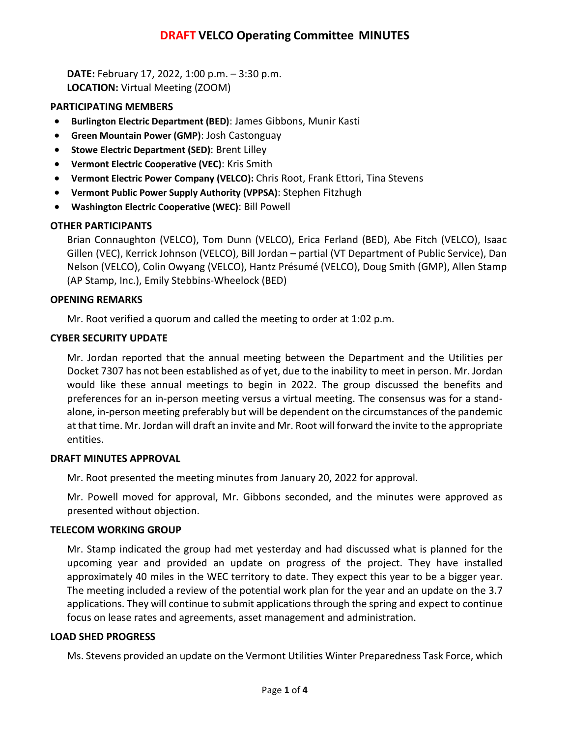# DRAFT VELCO Operating Committee MINUTES

**DATE:** February 17, 2022, 1:00 p.m. – 3:30 p.m.
**LOCATION:** Virtual Meeting (ZOOM)

## PARTICIPATING MEMBERS

- **Burlington Electric Department (BED)**: James Gibbons, Munir Kasti
- **Green Mountain Power (GMP)**: Josh Castonguay
- **Stowe Electric Department (SED)**: Brent Lilley
- **Vermont Electric Cooperative (VEC)**: Kris Smith
- **Vermont Electric Power Company (VELCO):** Chris Root, Frank Ettori, Tina Stevens
- **Vermont Public Power Supply Authority (VPPSA)**: Stephen Fitzhugh
- **Washington Electric Cooperative (WEC)**: Bill Powell

## OTHER PARTICIPANTS

Brian Connaughton (VELCO), Tom Dunn (VELCO), Erica Ferland (BED), Abe Fitch (VELCO), Isaac Gillen (VEC), Kerrick Johnson (VELCO), Bill Jordan – partial (VT Department of Public Service), Dan Nelson (VELCO), Colin Owyang (VELCO), Hantz Présumé (VELCO), Doug Smith (GMP), Allen Stamp (AP Stamp, Inc.), Emily Stebbins-Wheelock (BED)

## OPENING REMARKS

Mr. Root verified a quorum and called the meeting to order at 1:02 p.m.

## CYBER SECURITY UPDATE

Mr. Jordan reported that the annual meeting between the Department and the Utilities per Docket 7307 has not been established as of yet, due to the inability to meet in person. Mr. Jordan would like these annual meetings to begin in 2022. The group discussed the benefits and preferences for an in-person meeting versus a virtual meeting. The consensus was for a stand-alone, in-person meeting preferably but will be dependent on the circumstances of the pandemic at that time. Mr. Jordan will draft an invite and Mr. Root will forward the invite to the appropriate entities.

## DRAFT MINUTES APPROVAL

Mr. Root presented the meeting minutes from January 20, 2022 for approval.

Mr. Powell moved for approval, Mr. Gibbons seconded, and the minutes were approved as presented without objection.

## TELECOM WORKING GROUP

Mr. Stamp indicated the group had met yesterday and had discussed what is planned for the upcoming year and provided an update on progress of the project. They have installed approximately 40 miles in the WEC territory to date. They expect this year to be a bigger year. The meeting included a review of the potential work plan for the year and an update on the 3.7 applications. They will continue to submit applications through the spring and expect to continue focus on lease rates and agreements, asset management and administration.

## LOAD SHED PROGRESS

Ms. Stevens provided an update on the Vermont Utilities Winter Preparedness Task Force, which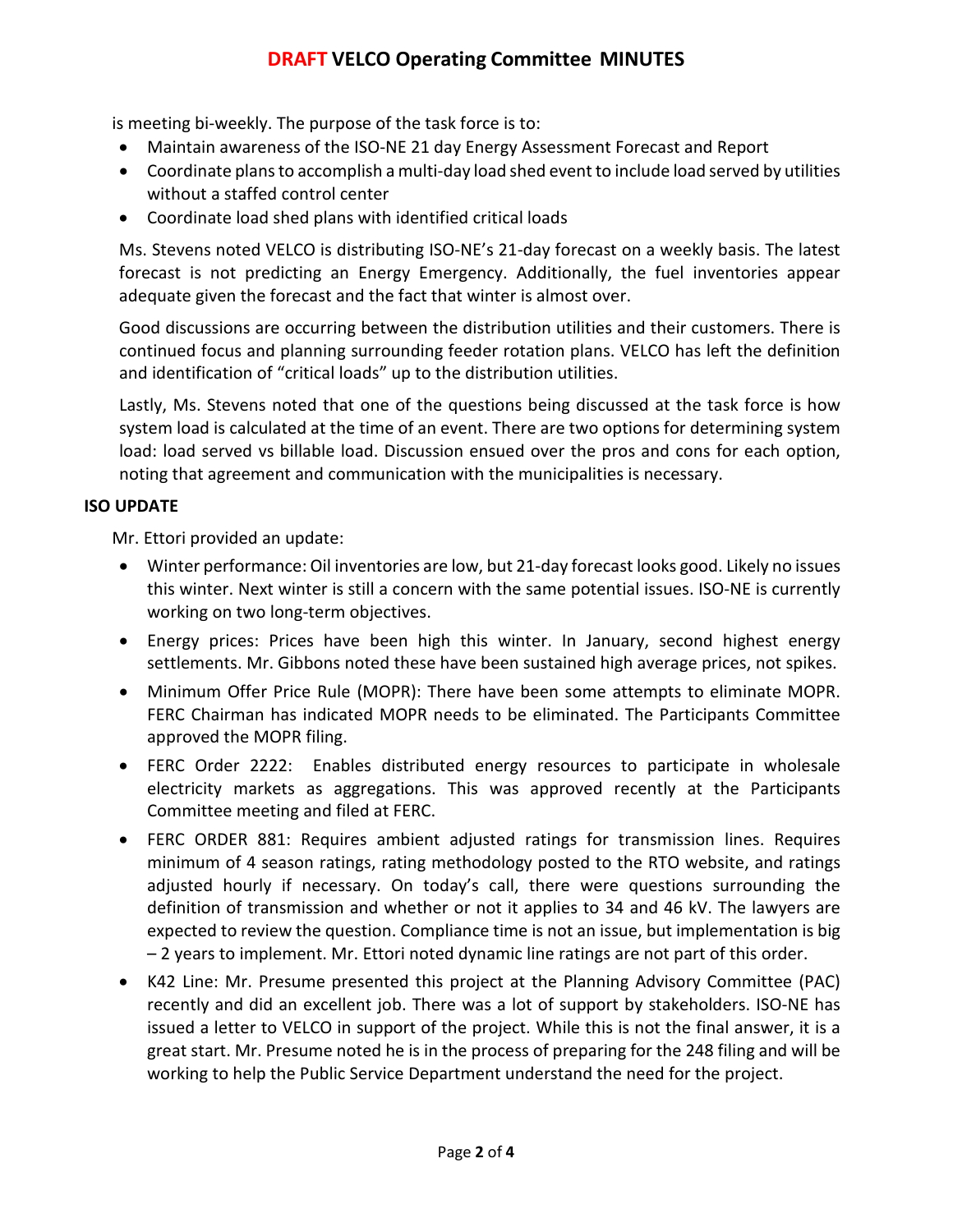is meeting bi-weekly. The purpose of the task force is to:

- Maintain awareness of the ISO-NE 21 day Energy Assessment Forecast and Report
- Coordinate plans to accomplish a multi-day load shed event to include load served by utilities without a staffed control center
- Coordinate load shed plans with identified critical loads

Ms. Stevens noted VELCO is distributing ISO-NE's 21-day forecast on a weekly basis. The latest forecast is not predicting an Energy Emergency. Additionally, the fuel inventories appear adequate given the forecast and the fact that winter is almost over.

Good discussions are occurring between the distribution utilities and their customers. There is continued focus and planning surrounding feeder rotation plans. VELCO has left the definition and identification of "critical loads" up to the distribution utilities.

Lastly, Ms. Stevens noted that one of the questions being discussed at the task force is how system load is calculated at the time of an event. There are two options for determining system load: load served vs billable load. Discussion ensued over the pros and cons for each option, noting that agreement and communication with the municipalities is necessary.

**ISO UPDATE**

Mr. Ettori provided an update:

- Winter performance: Oil inventories are low, but 21-day forecast looks good. Likely no issues this winter. Next winter is still a concern with the same potential issues. ISO-NE is currently working on two long-term objectives.
- Energy prices: Prices have been high this winter. In January, second highest energy settlements. Mr. Gibbons noted these have been sustained high average prices, not spikes.
- Minimum Offer Price Rule (MOPR): There have been some attempts to eliminate MOPR. FERC Chairman has indicated MOPR needs to be eliminated. The Participants Committee approved the MOPR filing.
- FERC Order 2222: Enables distributed energy resources to participate in wholesale electricity markets as aggregations. This was approved recently at the Participants Committee meeting and filed at FERC.
- FERC ORDER 881: Requires ambient adjusted ratings for transmission lines. Requires minimum of 4 season ratings, rating methodology posted to the RTO website, and ratings adjusted hourly if necessary. On today's call, there were questions surrounding the definition of transmission and whether or not it applies to 34 and 46 kV. The lawyers are expected to review the question. Compliance time is not an issue, but implementation is big – 2 years to implement. Mr. Ettori noted dynamic line ratings are not part of this order.
- K42 Line: Mr. Presume presented this project at the Planning Advisory Committee (PAC) recently and did an excellent job. There was a lot of support by stakeholders. ISO-NE has issued a letter to VELCO in support of the project. While this is not the final answer, it is a great start. Mr. Presume noted he is in the process of preparing for the 248 filing and will be working to help the Public Service Department understand the need for the project.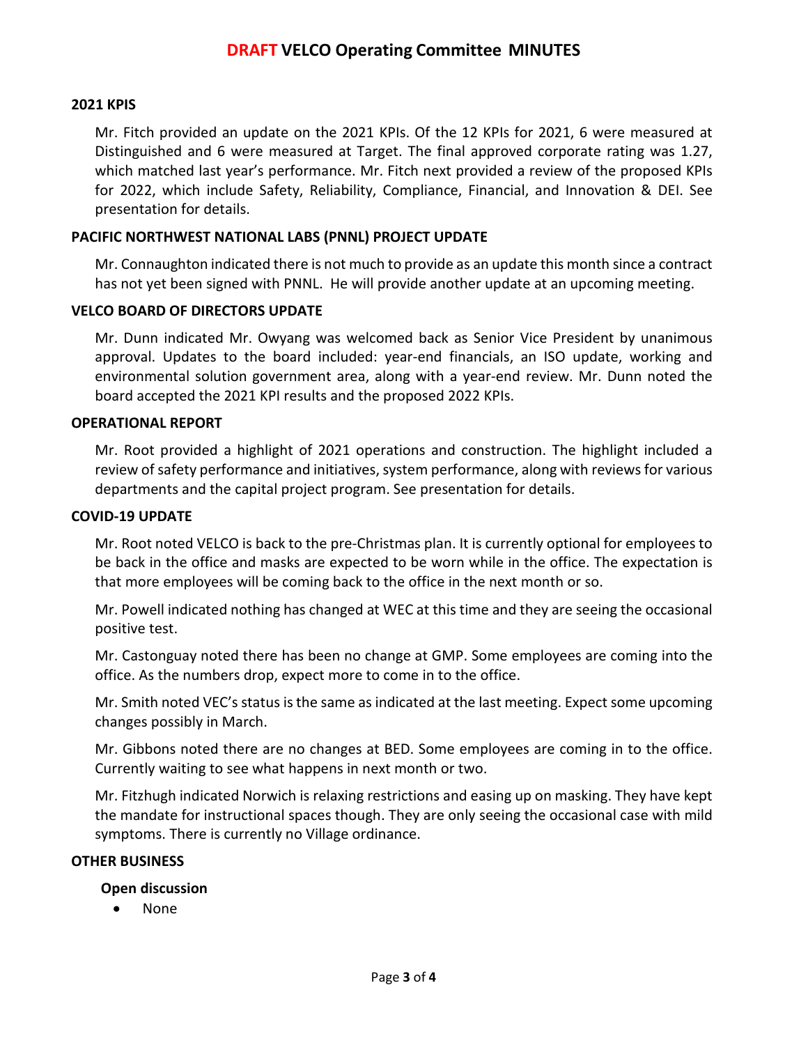## 2021 KPIS

Mr. Fitch provided an update on the 2021 KPIs. Of the 12 KPIs for 2021, 6 were measured at Distinguished and 6 were measured at Target. The final approved corporate rating was 1.27, which matched last year's performance. Mr. Fitch next provided a review of the proposed KPIs for 2022, which include Safety, Reliability, Compliance, Financial, and Innovation & DEI. See presentation for details.

## PACIFIC NORTHWEST NATIONAL LABS (PNNL) PROJECT UPDATE

Mr. Connaughton indicated there is not much to provide as an update this month since a contract has not yet been signed with PNNL. He will provide another update at an upcoming meeting.

## VELCO BOARD OF DIRECTORS UPDATE

Mr. Dunn indicated Mr. Owyang was welcomed back as Senior Vice President by unanimous approval. Updates to the board included: year-end financials, an ISO update, working and environmental solution government area, along with a year-end review. Mr. Dunn noted the board accepted the 2021 KPI results and the proposed 2022 KPIs.

## OPERATIONAL REPORT

Mr. Root provided a highlight of 2021 operations and construction. The highlight included a review of safety performance and initiatives, system performance, along with reviews for various departments and the capital project program. See presentation for details.

## COVID-19 UPDATE

Mr. Root noted VELCO is back to the pre-Christmas plan. It is currently optional for employees to be back in the office and masks are expected to be worn while in the office. The expectation is that more employees will be coming back to the office in the next month or so.

Mr. Powell indicated nothing has changed at WEC at this time and they are seeing the occasional positive test.

Mr. Castonguay noted there has been no change at GMP. Some employees are coming into the office. As the numbers drop, expect more to come in to the office.

Mr. Smith noted VEC's status is the same as indicated at the last meeting. Expect some upcoming changes possibly in March.

Mr. Gibbons noted there are no changes at BED. Some employees are coming in to the office. Currently waiting to see what happens in next month or two.

Mr. Fitzhugh indicated Norwich is relaxing restrictions and easing up on masking. They have kept the mandate for instructional spaces though. They are only seeing the occasional case with mild symptoms. There is currently no Village ordinance.

## OTHER BUSINESS

### Open discussion

- None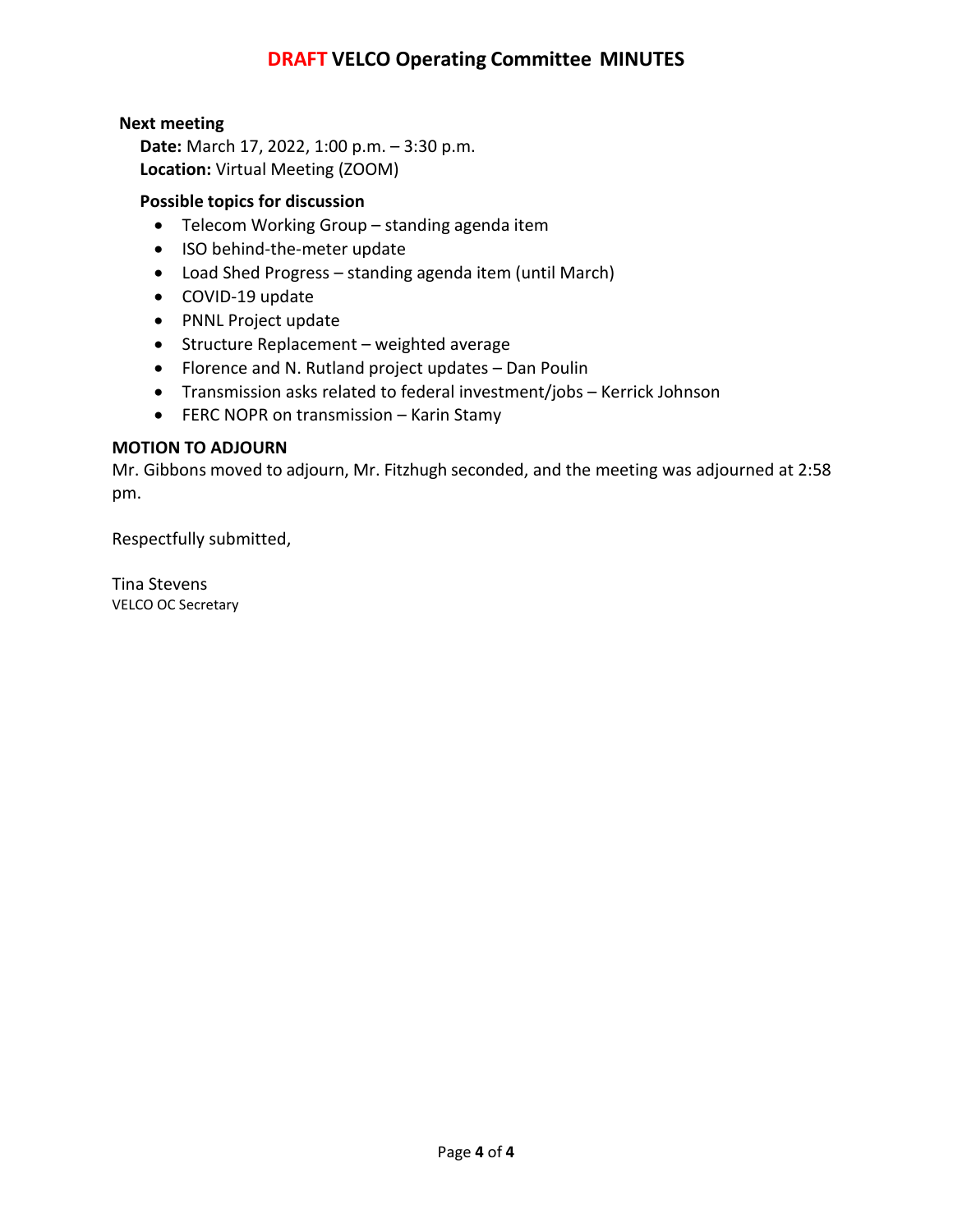**Next meeting**

**Date:** March 17, 2022, 1:00 p.m. – 3:30 p.m.
**Location:** Virtual Meeting (ZOOM)

**Possible topics for discussion**

- Telecom Working Group – standing agenda item
- ISO behind-the-meter update
- Load Shed Progress – standing agenda item (until March)
- COVID-19 update
- PNNL Project update
- Structure Replacement – weighted average
- Florence and N. Rutland project updates – Dan Poulin
- Transmission asks related to federal investment/jobs – Kerrick Johnson
- FERC NOPR on transmission – Karin Stamy

**MOTION TO ADJOURN**

Mr. Gibbons moved to adjourn, Mr. Fitzhugh seconded, and the meeting was adjourned at 2:58 pm.

Respectfully submitted,

Tina Stevens
VELCO OC Secretary